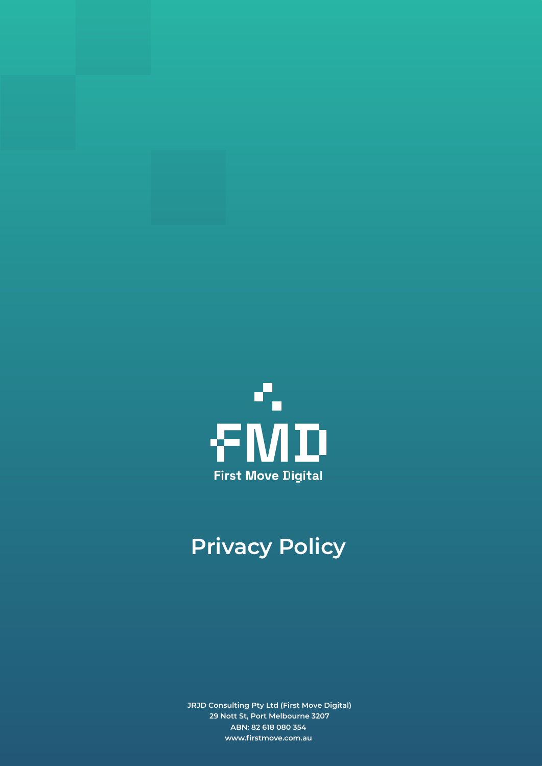FMD

First Move Digital

# Privacy Policy

**JRJD Consulting Pty Ltd (First Move Digital)**
**29 Nott St, Port Melbourne 3207**
**ABN: 82 618 080 354**
**www.firstmove.com.au**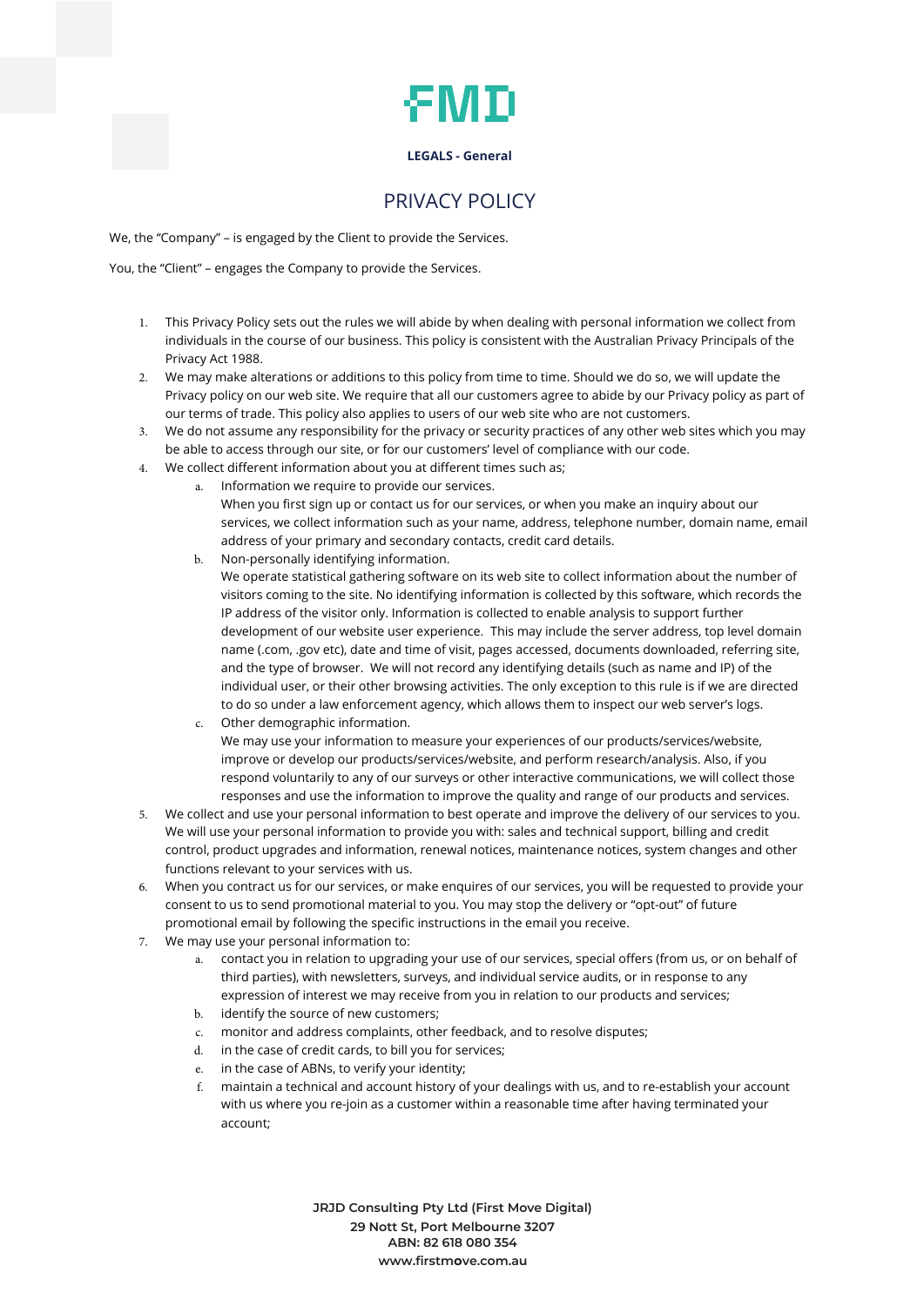**LEGALS - General**

# PRIVACY POLICY

We, the "Company" – is engaged by the Client to provide the Services.

You, the "Client" – engages the Company to provide the Services.

1. This Privacy Policy sets out the rules we will abide by when dealing with personal information we collect from individuals in the course of our business. This policy is consistent with the Australian Privacy Principals of the Privacy Act 1988.
2. We may make alterations or additions to this policy from time to time. Should we do so, we will update the Privacy policy on our web site. We require that all our customers agree to abide by our Privacy policy as part of our terms of trade. This policy also applies to users of our web site who are not customers.
3. We do not assume any responsibility for the privacy or security practices of any other web sites which you may be able to access through our site, or for our customers' level of compliance with our code.
4. We collect different information about you at different times such as;
    a. Information we require to provide our services.
    When you first sign up or contact us for our services, or when you make an inquiry about our services, we collect information such as your name, address, telephone number, domain name, email address of your primary and secondary contacts, credit card details.
    b. Non-personally identifying information.
    We operate statistical gathering software on its web site to collect information about the number of visitors coming to the site. No identifying information is collected by this software, which records the IP address of the visitor only. Information is collected to enable analysis to support further development of our website user experience. This may include the server address, top level domain name (.com, .gov etc), date and time of visit, pages accessed, documents downloaded, referring site, and the type of browser. We will not record any identifying details (such as name and IP) of the individual user, or their other browsing activities. The only exception to this rule is if we are directed to do so under a law enforcement agency, which allows them to inspect our web server's logs.
    c. Other demographic information.
    We may use your information to measure your experiences of our products/services/website, improve or develop our products/services/website, and perform research/analysis. Also, if you respond voluntarily to any of our surveys or other interactive communications, we will collect those responses and use the information to improve the quality and range of our products and services.
5. We collect and use your personal information to best operate and improve the delivery of our services to you. We will use your personal information to provide you with: sales and technical support, billing and credit control, product upgrades and information, renewal notices, maintenance notices, system changes and other functions relevant to your services with us.
6. When you contract us for our services, or make enquires of our services, you will be requested to provide your consent to us to send promotional material to you. You may stop the delivery or "opt-out" of future promotional email by following the specific instructions in the email you receive.
7. We may use your personal information to:
    a. contact you in relation to upgrading your use of our services, special offers (from us, or on behalf of third parties), with newsletters, surveys, and individual service audits, or in response to any expression of interest we may receive from you in relation to our products and services;
    b. identify the source of new customers;
    c. monitor and address complaints, other feedback, and to resolve disputes;
    d. in the case of credit cards, to bill you for services;
    e. in the case of ABNs, to verify your identity;
    f. maintain a technical and account history of your dealings with us, and to re-establish your account with us where you re-join as a customer within a reasonable time after having terminated your account;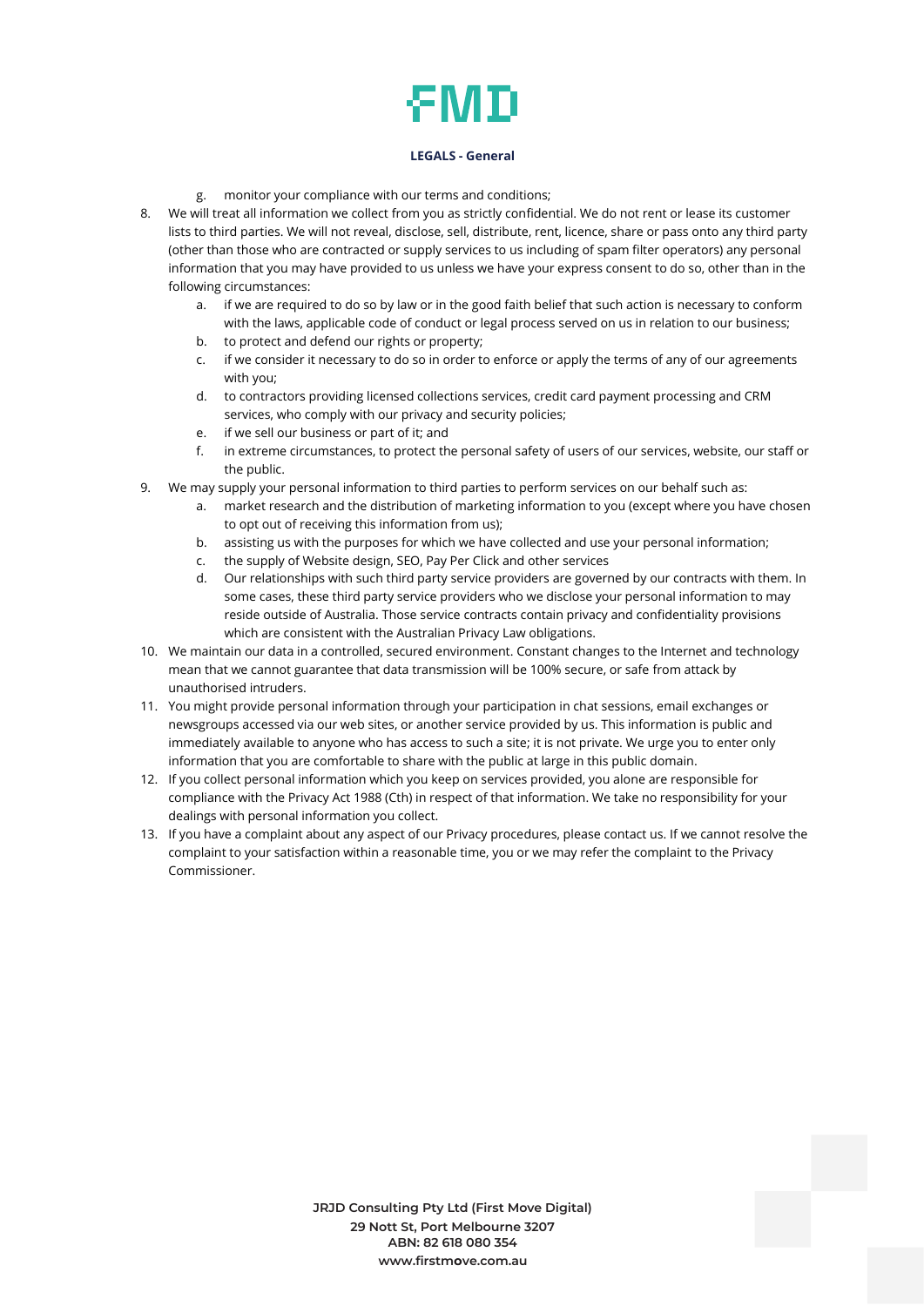g. monitor your compliance with our terms and conditions;

8. We will treat all information we collect from you as strictly confidential. We do not rent or lease its customer lists to third parties. We will not reveal, disclose, sell, distribute, rent, licence, share or pass onto any third party (other than those who are contracted or supply services to us including of spam filter operators) any personal information that you may have provided to us unless we have your express consent to do so, other than in the following circumstances:
   a. if we are required to do so by law or in the good faith belief that such action is necessary to conform with the laws, applicable code of conduct or legal process served on us in relation to our business;
   b. to protect and defend our rights or property;
   c. if we consider it necessary to do so in order to enforce or apply the terms of any of our agreements with you;
   d. to contractors providing licensed collections services, credit card payment processing and CRM services, who comply with our privacy and security policies;
   e. if we sell our business or part of it; and
   f. in extreme circumstances, to protect the personal safety of users of our services, website, our staff or the public.
9. We may supply your personal information to third parties to perform services on our behalf such as:
   a. market research and the distribution of marketing information to you (except where you have chosen to opt out of receiving this information from us);
   b. assisting us with the purposes for which we have collected and use your personal information;
   c. the supply of Website design, SEO, Pay Per Click and other services
   d. Our relationships with such third party service providers are governed by our contracts with them. In some cases, these third party service providers who we disclose your personal information to may reside outside of Australia. Those service contracts contain privacy and confidentiality provisions which are consistent with the Australian Privacy Law obligations.
10. We maintain our data in a controlled, secured environment. Constant changes to the Internet and technology mean that we cannot guarantee that data transmission will be 100% secure, or safe from attack by unauthorised intruders.
11. You might provide personal information through your participation in chat sessions, email exchanges or newsgroups accessed via our web sites, or another service provided by us. This information is public and immediately available to anyone who has access to such a site; it is not private. We urge you to enter only information that you are comfortable to share with the public at large in this public domain.
12. If you collect personal information which you keep on services provided, you alone are responsible for compliance with the Privacy Act 1988 (Cth) in respect of that information. We take no responsibility for your dealings with personal information you collect.
13. If you have a complaint about any aspect of our Privacy procedures, please contact us. If we cannot resolve the complaint to your satisfaction within a reasonable time, you or we may refer the complaint to the Privacy Commissioner.